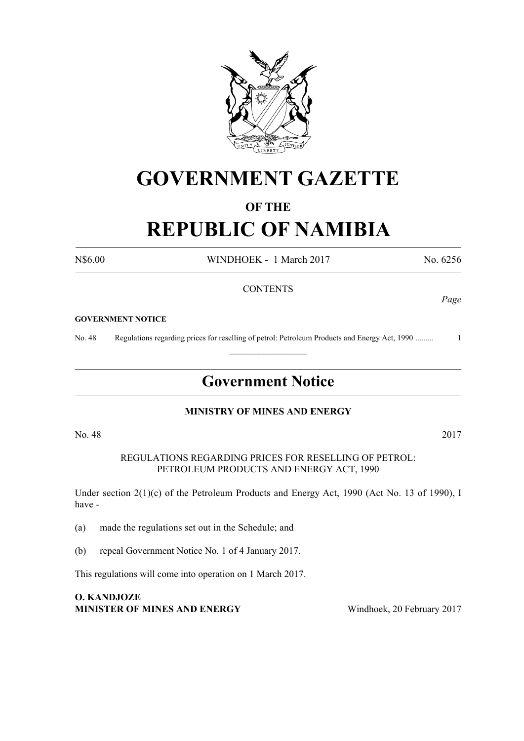# GOVERNMENT GAZETTE

## OF THE

# REPUBLIC OF NAMIBIA

N$6.00 WINDHOEK - 1 March 2017 No. 6256

CONTENTS

*Page*

**GOVERNMENT NOTICE**

No. 48 Regulations regarding prices for reselling of petrol: Petroleum Products and Energy Act, 1990 ......... 1

---

## Government Notice

**MINISTRY OF MINES AND ENERGY**

No. 48 2017

REGULATIONS REGARDING PRICES FOR RESELLING OF PETROL: PETROLEUM PRODUCTS AND ENERGY ACT, 1990

Under section 2(1)(c) of the Petroleum Products and Energy Act, 1990 (Act No. 13 of 1990), I have -

(a) made the regulations set out in the Schedule; and

(b) repeal Government Notice No. 1 of 4 January 2017.

This regulations will come into operation on 1 March 2017.

**O. KANDJOZE**
**MINISTER OF MINES AND ENERGY** Windhoek, 20 February 2017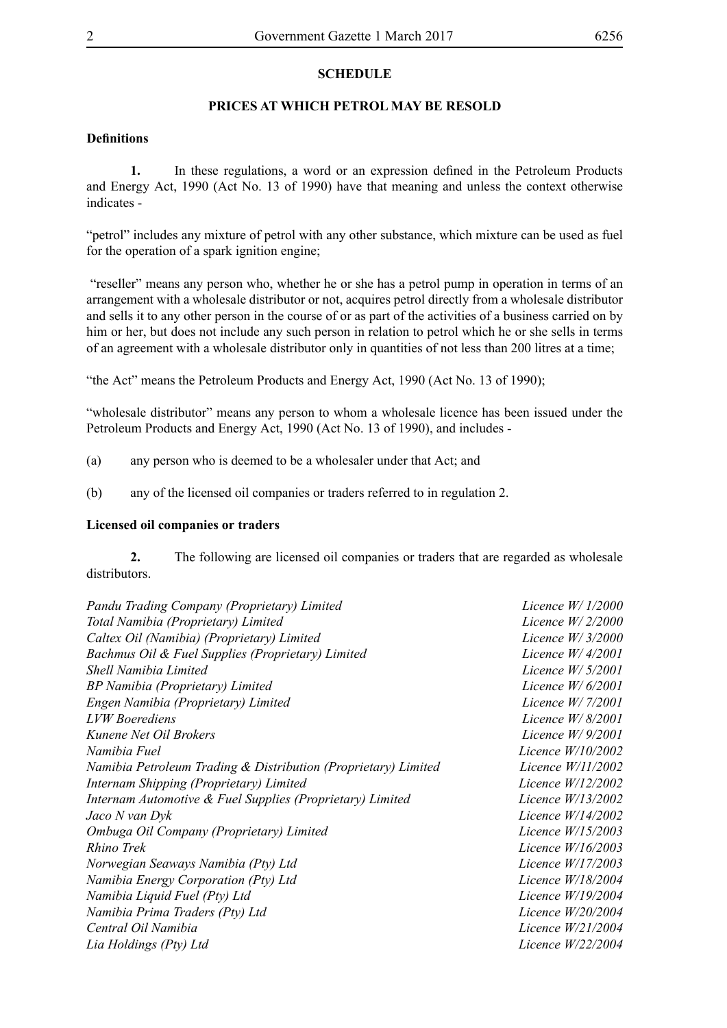## SCHEDULE

## PRICES AT WHICH PETROL MAY BE RESOLD

### Definitions

**1.** In these regulations, a word or an expression defined in the Petroleum Products and Energy Act, 1990 (Act No. 13 of 1990) have that meaning and unless the context otherwise indicates -

"petrol" includes any mixture of petrol with any other substance, which mixture can be used as fuel for the operation of a spark ignition engine;

"reseller" means any person who, whether he or she has a petrol pump in operation in terms of an arrangement with a wholesale distributor or not, acquires petrol directly from a wholesale distributor and sells it to any other person in the course of or as part of the activities of a business carried on by him or her, but does not include any such person in relation to petrol which he or she sells in terms of an agreement with a wholesale distributor only in quantities of not less than 200 litres at a time;

"the Act" means the Petroleum Products and Energy Act, 1990 (Act No. 13 of 1990);

"wholesale distributor" means any person to whom a wholesale licence has been issued under the Petroleum Products and Energy Act, 1990 (Act No. 13 of 1990), and includes -

(a) any person who is deemed to be a wholesaler under that Act; and

(b) any of the licensed oil companies or traders referred to in regulation 2.

### Licensed oil companies or traders

**2.** The following are licensed oil companies or traders that are regarded as wholesale distributors.

| | |
|---|---|
| *Pandu Trading Company (Proprietary) Limited* | *Licence W/ 1/2000* |
| *Total Namibia (Proprietary) Limited* | *Licence W/ 2/2000* |
| *Caltex Oil (Namibia) (Proprietary) Limited* | *Licence W/ 3/2000* |
| *Bachmus Oil & Fuel Supplies (Proprietary) Limited* | *Licence W/ 4/2001* |
| *Shell Namibia Limited* | *Licence W/ 5/2001* |
| *BP Namibia (Proprietary) Limited* | *Licence W/ 6/2001* |
| *Engen Namibia (Proprietary) Limited* | *Licence W/ 7/2001* |
| *LVW Boerediens* | *Licence W/ 8/2001* |
| *Kunene Net Oil Brokers* | *Licence W/ 9/2001* |
| *Namibia Fuel* | *Licence W/10/2002* |
| *Namibia Petroleum Trading & Distribution (Proprietary) Limited* | *Licence W/11/2002* |
| *Internam Shipping (Proprietary) Limited* | *Licence W/12/2002* |
| *Internam Automotive & Fuel Supplies (Proprietary) Limited* | *Licence W/13/2002* |
| *Jaco N van Dyk* | *Licence W/14/2002* |
| *Ombuga Oil Company (Proprietary) Limited* | *Licence W/15/2003* |
| *Rhino Trek* | *Licence W/16/2003* |
| *Norwegian Seaways Namibia (Pty) Ltd* | *Licence W/17/2003* |
| *Namibia Energy Corporation (Pty) Ltd* | *Licence W/18/2004* |
| *Namibia Liquid Fuel (Pty) Ltd* | *Licence W/19/2004* |
| *Namibia Prima Traders (Pty) Ltd* | *Licence W/20/2004* |
| *Central Oil Namibia* | *Licence W/21/2004* |
| *Lia Holdings (Pty) Ltd* | *Licence W/22/2004* |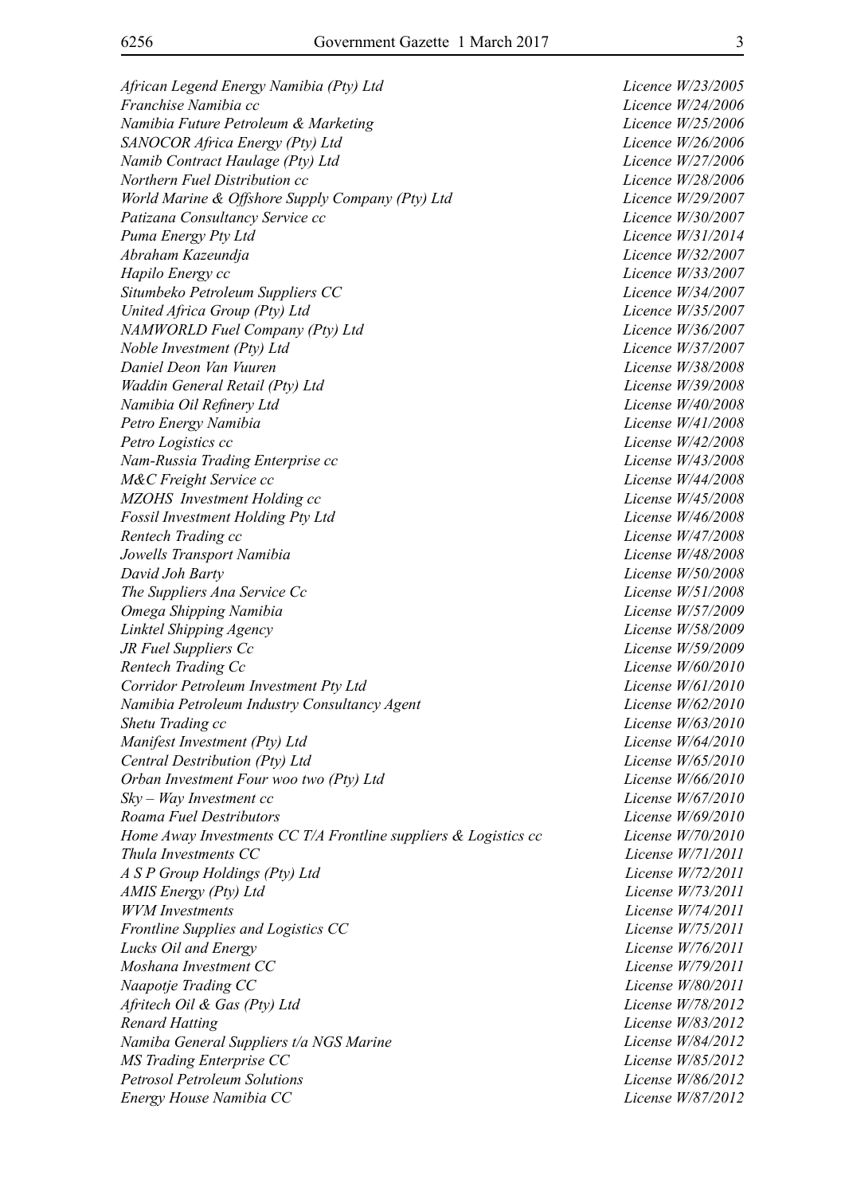| | |
|---|---|
| *African Legend Energy Namibia (Pty) Ltd* | *Licence W/23/2005* |
| *Franchise Namibia cc* | *Licence W/24/2006* |
| *Namibia Future Petroleum & Marketing* | *Licence W/25/2006* |
| *SANOCOR Africa Energy (Pty) Ltd* | *Licence W/26/2006* |
| *Namib Contract Haulage (Pty) Ltd* | *Licence W/27/2006* |
| *Northern Fuel Distribution cc* | *Licence W/28/2006* |
| *World Marine & Offshore Supply Company (Pty) Ltd* | *Licence W/29/2007* |
| *Patizana Consultancy Service cc* | *Licence W/30/2007* |
| *Puma Energy Pty Ltd* | *Licence W/31/2014* |
| *Abraham Kazeundja* | *Licence W/32/2007* |
| *Hapilo Energy cc* | *Licence W/33/2007* |
| *Situmbeko Petroleum Suppliers CC* | *Licence W/34/2007* |
| *United Africa Group (Pty) Ltd* | *Licence W/35/2007* |
| *NAMWORLD Fuel Company (Pty) Ltd* | *Licence W/36/2007* |
| *Noble Investment (Pty) Ltd* | *Licence W/37/2007* |
| *Daniel Deon Van Vuuren* | *License W/38/2008* |
| *Waddin General Retail (Pty) Ltd* | *License W/39/2008* |
| *Namibia Oil Refinery Ltd* | *License W/40/2008* |
| *Petro Energy Namibia* | *License W/41/2008* |
| *Petro Logistics cc* | *License W/42/2008* |
| *Nam-Russia Trading Enterprise cc* | *License W/43/2008* |
| *M&C Freight Service cc* | *License W/44/2008* |
| *MZOHS Investment Holding cc* | *License W/45/2008* |
| *Fossil Investment Holding Pty Ltd* | *License W/46/2008* |
| *Rentech Trading cc* | *License W/47/2008* |
| *Jowells Transport Namibia* | *License W/48/2008* |
| *David Joh Barty* | *License W/50/2008* |
| *The Suppliers Ana Service Cc* | *License W/51/2008* |
| *Omega Shipping Namibia* | *License W/57/2009* |
| *Linktel Shipping Agency* | *License W/58/2009* |
| *JR Fuel Suppliers Cc* | *License W/59/2009* |
| *Rentech Trading Cc* | *License W/60/2010* |
| *Corridor Petroleum Investment Pty Ltd* | *License W/61/2010* |
| *Namibia Petroleum Industry Consultancy Agent* | *License W/62/2010* |
| *Shetu Trading cc* | *License W/63/2010* |
| *Manifest Investment (Pty) Ltd* | *License W/64/2010* |
| *Central Destribution (Pty) Ltd* | *License W/65/2010* |
| *Orban Investment Four woo two (Pty) Ltd* | *License W/66/2010* |
| *Sky – Way Investment cc* | *License W/67/2010* |
| *Roama Fuel Destributors* | *License W/69/2010* |
| *Home Away Investments CC T/A Frontline suppliers & Logistics cc* | *License W/70/2010* |
| *Thula Investments CC* | *License W/71/2011* |
| *A S P Group Holdings (Pty) Ltd* | *License W/72/2011* |
| *AMIS Energy (Pty) Ltd* | *License W/73/2011* |
| *WVM Investments* | *License W/74/2011* |
| *Frontline Supplies and Logistics CC* | *License W/75/2011* |
| *Lucks Oil and Energy* | *License W/76/2011* |
| *Moshana Investment CC* | *License W/79/2011* |
| *Naapotje Trading CC* | *License W/80/2011* |
| *Afritech Oil & Gas (Pty) Ltd* | *License W/78/2012* |
| *Renard Hatting* | *License W/83/2012* |
| *Namiba General Suppliers t/a NGS Marine* | *License W/84/2012* |
| *MS Trading Enterprise CC* | *License W/85/2012* |
| *Petrosol Petroleum Solutions* | *License W/86/2012* |
| *Energy House Namibia CC* | *License W/87/2012* |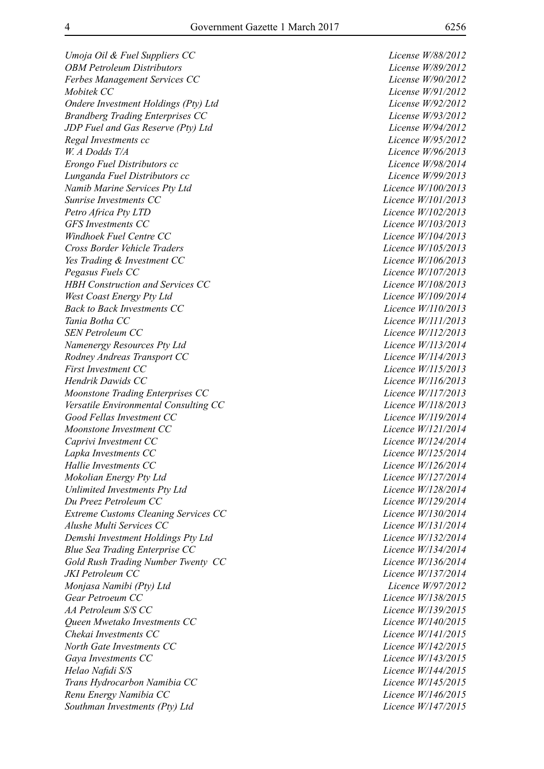| | |
|---|---|
| *Umoja Oil & Fuel Suppliers CC* | *License W/88/2012* |
| *OBM Petroleum Distributors* | *License W/89/2012* |
| *Ferbes Management Services CC* | *License W/90/2012* |
| *Mobitek CC* | *License W/91/2012* |
| *Ondere Investment Holdings (Pty) Ltd* | *License W/92/2012* |
| *Brandberg Trading Enterprises CC* | *License W/93/2012* |
| *JDP Fuel and Gas Reserve (Pty) Ltd* | *License W/94/2012* |
| *Regal Investments cc* | *Licence W/95/2012* |
| *W. A Dodds T/A* | *Licence W/96/2013* |
| *Erongo Fuel Distributors cc* | *Licence W/98/2014* |
| *Lunganda Fuel Distributors cc* | *Licence W/99/2013* |
| *Namib Marine Services Pty Ltd* | *Licence W/100/2013* |
| *Sunrise Investments CC* | *Licence W/101/2013* |
| *Petro Africa Pty LTD* | *Licence W/102/2013* |
| *GFS Investments CC* | *Licence W/103/2013* |
| *Windhoek Fuel Centre CC* | *Licence W/104/2013* |
| *Cross Border Vehicle Traders* | *Licence W/105/2013* |
| *Yes Trading & Investment CC* | *Licence W/106/2013* |
| *Pegasus Fuels CC* | *Licence W/107/2013* |
| *HBH Construction and Services CC* | *Licence W/108/2013* |
| *West Coast Energy Pty Ltd* | *Licence W/109/2014* |
| *Back to Back Investments CC* | *Licence W/110/2013* |
| *Tania Botha CC* | *Licence W/111/2013* |
| *SEN Petroleum CC* | *Licence W/112/2013* |
| *Namenergy Resources Pty Ltd* | *Licence W/113/2014* |
| *Rodney Andreas Transport CC* | *Licence W/114/2013* |
| *First Investment CC* | *Licence W/115/2013* |
| *Hendrik Dawids CC* | *Licence W/116/2013* |
| *Moonstone Trading Enterprises CC* | *Licence W/117/2013* |
| *Versatile Environmental Consulting CC* | *Licence W/118/2013* |
| *Good Fellas Investment CC* | *Licence W/119/2014* |
| *Moonstone Investment CC* | *Licence W/121/2014* |
| *Caprivi Investment CC* | *Licence W/124/2014* |
| *Lapka Investments CC* | *Licence W/125/2014* |
| *Hallie Investments CC* | *Licence W/126/2014* |
| *Mokolian Energy Pty Ltd* | *Licence W/127/2014* |
| *Unlimited Investments Pty Ltd* | *Licence W/128/2014* |
| *Du Preez Petroleum CC* | *Licence W/129/2014* |
| *Extreme Customs Cleaning Services CC* | *Licence W/130/2014* |
| *Alushe Multi Services CC* | *Licence W/131/2014* |
| *Demshi Investment Holdings Pty Ltd* | *Licence W/132/2014* |
| *Blue Sea Trading Enterprise CC* | *Licence W/134/2014* |
| *Gold Rush Trading Number Twenty CC* | *Licence W/136/2014* |
| *JKI Petroleum CC* | *Licence W/137/2014* |
| *Monjasa Namibi (Pty) Ltd* | *Licence W/97/2012* |
| *Gear Petroeum CC* | *Licence W/138/2015* |
| *AA Petroleum S/S CC* | *Licence W/139/2015* |
| *Queen Mwetako Investments CC* | *Licence W/140/2015* |
| *Chekai Investments CC* | *Licence W/141/2015* |
| *North Gate Investments CC* | *Licence W/142/2015* |
| *Gaya Investments CC* | *Licence W/143/2015* |
| *Helao Nafidi S/S* | *Licence W/144/2015* |
| *Trans Hydrocarbon Namibia CC* | *Licence W/145/2015* |
| *Renu Energy Namibia CC* | *Licence W/146/2015* |
| *Southman Investments (Pty) Ltd* | *Licence W/147/2015* |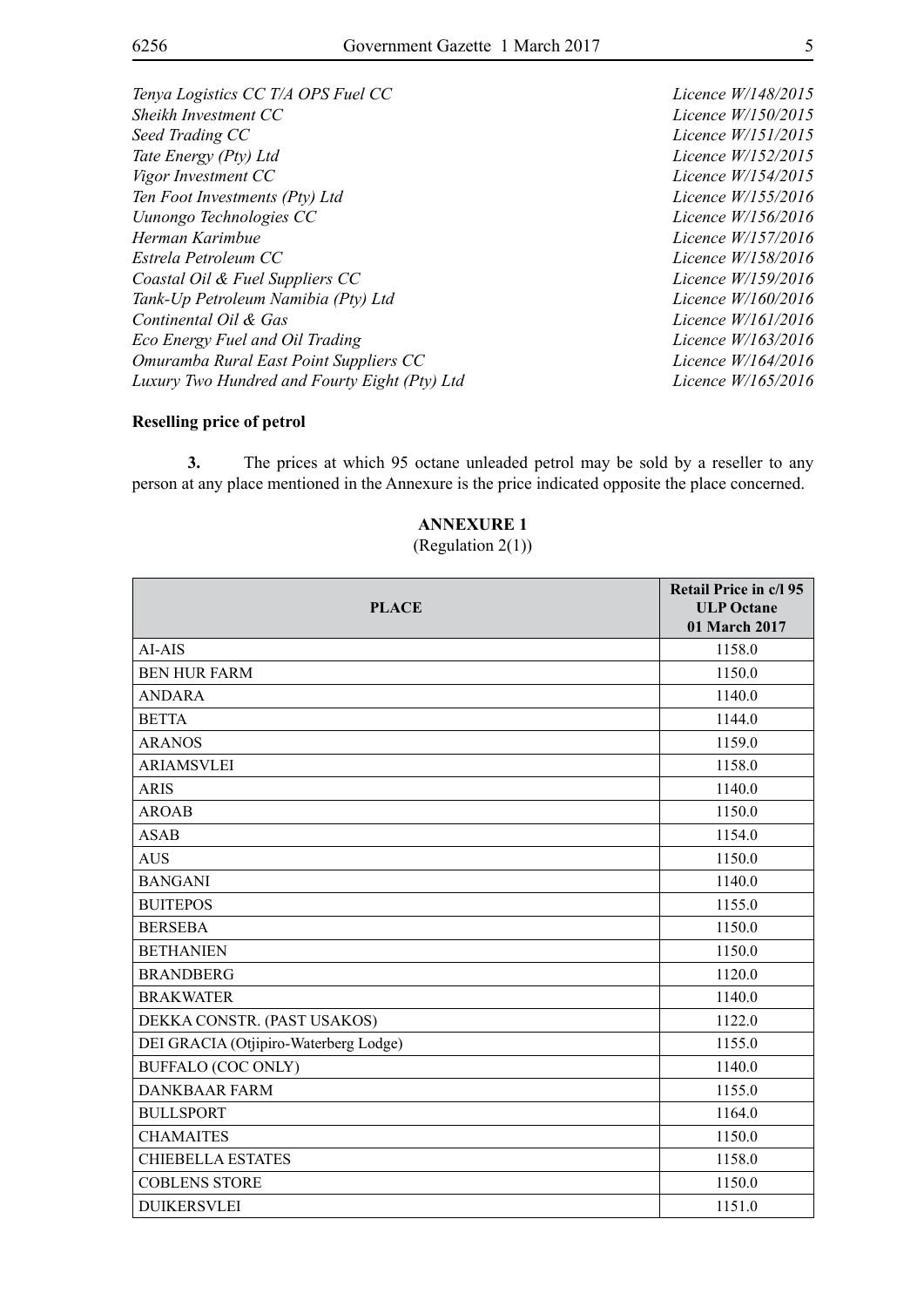*Tenya Logistics CC T/A OPS Fuel CC* *Licence W/148/2015*
*Sheikh Investment CC* *Licence W/150/2015*
*Seed Trading CC* *Licence W/151/2015*
*Tate Energy (Pty) Ltd* *Licence W/152/2015*
*Vigor Investment CC* *Licence W/154/2015*
*Ten Foot Investments (Pty) Ltd* *Licence W/155/2016*
*Uunongo Technologies CC* *Licence W/156/2016*
*Herman Karimbue* *Licence W/157/2016*
*Estrela Petroleum CC* *Licence W/158/2016*
*Coastal Oil & Fuel Suppliers CC* *Licence W/159/2016*
*Tank-Up Petroleum Namibia (Pty) Ltd* *Licence W/160/2016*
*Continental Oil & Gas* *Licence W/161/2016*
*Eco Energy Fuel and Oil Trading* *Licence W/163/2016*
*Omuramba Rural East Point Suppliers CC* *Licence W/164/2016*
*Luxury Two Hundred and Fourty Eight (Pty) Ltd* *Licence W/165/2016*

**Reselling price of petrol**

**3.** The prices at which 95 octane unleaded petrol may be sold by a reseller to any person at any place mentioned in the Annexure is the price indicated opposite the place concerned.

**ANNEXURE 1**

(Regulation 2(1))

| PLACE | Retail Price in c/l 95 ULP Octane 01 March 2017 |
|---|---|
| AI-AIS | 1158.0 |
| BEN HUR FARM | 1150.0 |
| ANDARA | 1140.0 |
| BETTA | 1144.0 |
| ARANOS | 1159.0 |
| ARIAMSVLEI | 1158.0 |
| ARIS | 1140.0 |
| AROAB | 1150.0 |
| ASAB | 1154.0 |
| AUS | 1150.0 |
| BANGANI | 1140.0 |
| BUITEPOS | 1155.0 |
| BERSEBA | 1150.0 |
| BETHANIEN | 1150.0 |
| BRANDBERG | 1120.0 |
| BRAKWATER | 1140.0 |
| DEKKA CONSTR. (PAST USAKOS) | 1122.0 |
| DEI GRACIA (Otjipiro-Waterberg Lodge) | 1155.0 |
| BUFFALO (COC ONLY) | 1140.0 |
| DANKBAAR FARM | 1155.0 |
| BULLSPORT | 1164.0 |
| CHAMAITES | 1150.0 |
| CHIEBELLA ESTATES | 1158.0 |
| COBLENS STORE | 1150.0 |
| DUIKERSVLEI | 1151.0 |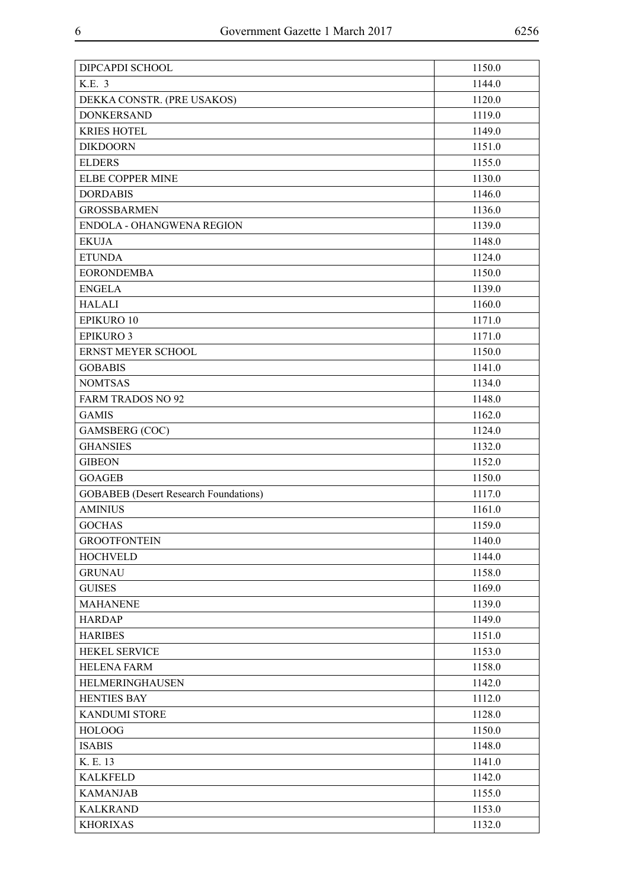| DIPCAPDI SCHOOL | 1150.0 |
|---|---|
| K.E. 3 | 1144.0 |
| DEKKA CONSTR. (PRE USAKOS) | 1120.0 |
| DONKERSAND | 1119.0 |
| KRIES HOTEL | 1149.0 |
| DIKDOORN | 1151.0 |
| ELDERS | 1155.0 |
| ELBE COPPER MINE | 1130.0 |
| DORDABIS | 1146.0 |
| GROSSBARMEN | 1136.0 |
| ENDOLA - OHANGWENA REGION | 1139.0 |
| EKUJA | 1148.0 |
| ETUNDA | 1124.0 |
| EORONDEMBA | 1150.0 |
| ENGELA | 1139.0 |
| HALALI | 1160.0 |
| EPIKURO 10 | 1171.0 |
| EPIKURO 3 | 1171.0 |
| ERNST MEYER SCHOOL | 1150.0 |
| GOBABIS | 1141.0 |
| NOMTSAS | 1134.0 |
| FARM TRADOS NO 92 | 1148.0 |
| GAMIS | 1162.0 |
| GAMSBERG (COC) | 1124.0 |
| GHANSIES | 1132.0 |
| GIBEON | 1152.0 |
| GOAGEB | 1150.0 |
| GOBABEB (Desert Research Foundations) | 1117.0 |
| AMINIUS | 1161.0 |
| GOCHAS | 1159.0 |
| GROOTFONTEIN | 1140.0 |
| HOCHVELD | 1144.0 |
| GRUNAU | 1158.0 |
| GUISES | 1169.0 |
| MAHANENE | 1139.0 |
| HARDAP | 1149.0 |
| HARIBES | 1151.0 |
| HEKEL SERVICE | 1153.0 |
| HELENA FARM | 1158.0 |
| HELMERINGHAUSEN | 1142.0 |
| HENTIES BAY | 1112.0 |
| KANDUMI STORE | 1128.0 |
| HOLOOG | 1150.0 |
| ISABIS | 1148.0 |
| K. E. 13 | 1141.0 |
| KALKFELD | 1142.0 |
| KAMANJAB | 1155.0 |
| KALKRAND | 1153.0 |
| KHORIXAS | 1132.0 |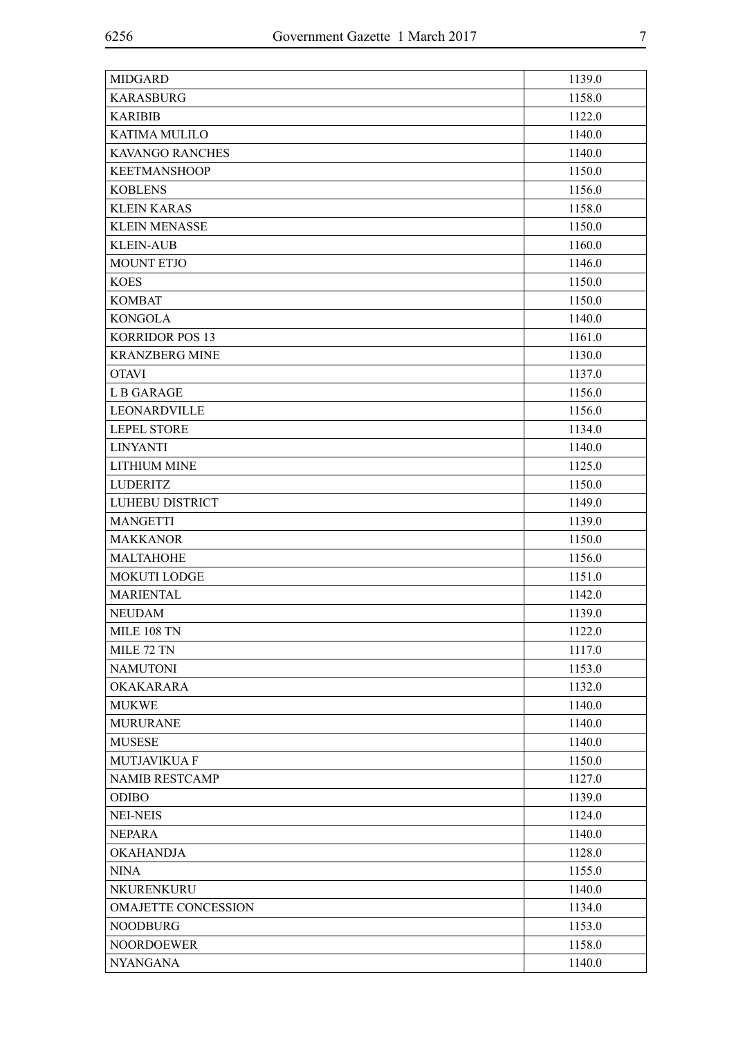| | |
|---|---|
| MIDGARD | 1139.0 |
| KARASBURG | 1158.0 |
| KARIBIB | 1122.0 |
| KATIMA MULILO | 1140.0 |
| KAVANGO RANCHES | 1140.0 |
| KEETMANSHOOP | 1150.0 |
| KOBLENS | 1156.0 |
| KLEIN KARAS | 1158.0 |
| KLEIN MENASSE | 1150.0 |
| KLEIN-AUB | 1160.0 |
| MOUNT ETJO | 1146.0 |
| KOES | 1150.0 |
| KOMBAT | 1150.0 |
| KONGOLA | 1140.0 |
| KORRIDOR POS 13 | 1161.0 |
| KRANZBERG MINE | 1130.0 |
| OTAVI | 1137.0 |
| L B GARAGE | 1156.0 |
| LEONARDVILLE | 1156.0 |
| LEPEL STORE | 1134.0 |
| LINYANTI | 1140.0 |
| LITHIUM MINE | 1125.0 |
| LUDERITZ | 1150.0 |
| LUHEBU DISTRICT | 1149.0 |
| MANGETTI | 1139.0 |
| MAKKANOR | 1150.0 |
| MALTAHOHE | 1156.0 |
| MOKUTI LODGE | 1151.0 |
| MARIENTAL | 1142.0 |
| NEUDAM | 1139.0 |
| MILE 108 TN | 1122.0 |
| MILE 72 TN | 1117.0 |
| NAMUTONI | 1153.0 |
| OKAKARARA | 1132.0 |
| MUKWE | 1140.0 |
| MURURANE | 1140.0 |
| MUSESE | 1140.0 |
| MUTJAVIKUA F | 1150.0 |
| NAMIB RESTCAMP | 1127.0 |
| ODIBO | 1139.0 |
| NEI-NEIS | 1124.0 |
| NEPARA | 1140.0 |
| OKAHANDJA | 1128.0 |
| NINA | 1155.0 |
| NKURENKURU | 1140.0 |
| OMAJETTE CONCESSION | 1134.0 |
| NOODBURG | 1153.0 |
| NOORDOEWER | 1158.0 |
| NYANGANA | 1140.0 |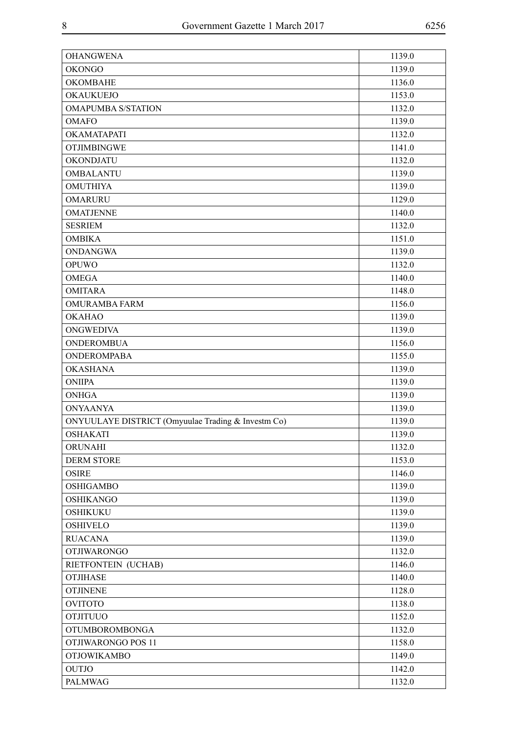| OHANGWENA | 1139.0 |
|---|---|
| OKONGO | 1139.0 |
| OKOMBAHE | 1136.0 |
| OKAUKUEJO | 1153.0 |
| OMAPUMBA S/STATION | 1132.0 |
| OMAFO | 1139.0 |
| OKAMATAPATI | 1132.0 |
| OTJIMBINGWE | 1141.0 |
| OKONDJATU | 1132.0 |
| OMBALANTU | 1139.0 |
| OMUTHIYA | 1139.0 |
| OMARURU | 1129.0 |
| OMATJENNE | 1140.0 |
| SESRIEM | 1132.0 |
| OMBIKA | 1151.0 |
| ONDANGWA | 1139.0 |
| OPUWO | 1132.0 |
| OMEGA | 1140.0 |
| OMITARA | 1148.0 |
| OMURAMBA FARM | 1156.0 |
| OKAHAO | 1139.0 |
| ONGWEDIVA | 1139.0 |
| ONDEROMBUA | 1156.0 |
| ONDEROMPABA | 1155.0 |
| OKASHANA | 1139.0 |
| ONIIPA | 1139.0 |
| ONHGA | 1139.0 |
| ONYAANYA | 1139.0 |
| ONYUULAYE DISTRICT (Omyuulae Trading & Investm Co) | 1139.0 |
| OSHAKATI | 1139.0 |
| ORUNAHI | 1132.0 |
| DERM STORE | 1153.0 |
| OSIRE | 1146.0 |
| OSHIGAMBO | 1139.0 |
| OSHIKANGO | 1139.0 |
| OSHIKUKU | 1139.0 |
| OSHIVELO | 1139.0 |
| RUACANA | 1139.0 |
| OTJIWARONGO | 1132.0 |
| RIETFONTEIN (UCHAB) | 1146.0 |
| OTJIHASE | 1140.0 |
| OTJINENE | 1128.0 |
| OVITOTO | 1138.0 |
| OTJITUUO | 1152.0 |
| OTUMBOROMBONGA | 1132.0 |
| OTJIWARONGO POS 11 | 1158.0 |
| OTJOWIKAMBO | 1149.0 |
| OUTJO | 1142.0 |
| PALMWAG | 1132.0 |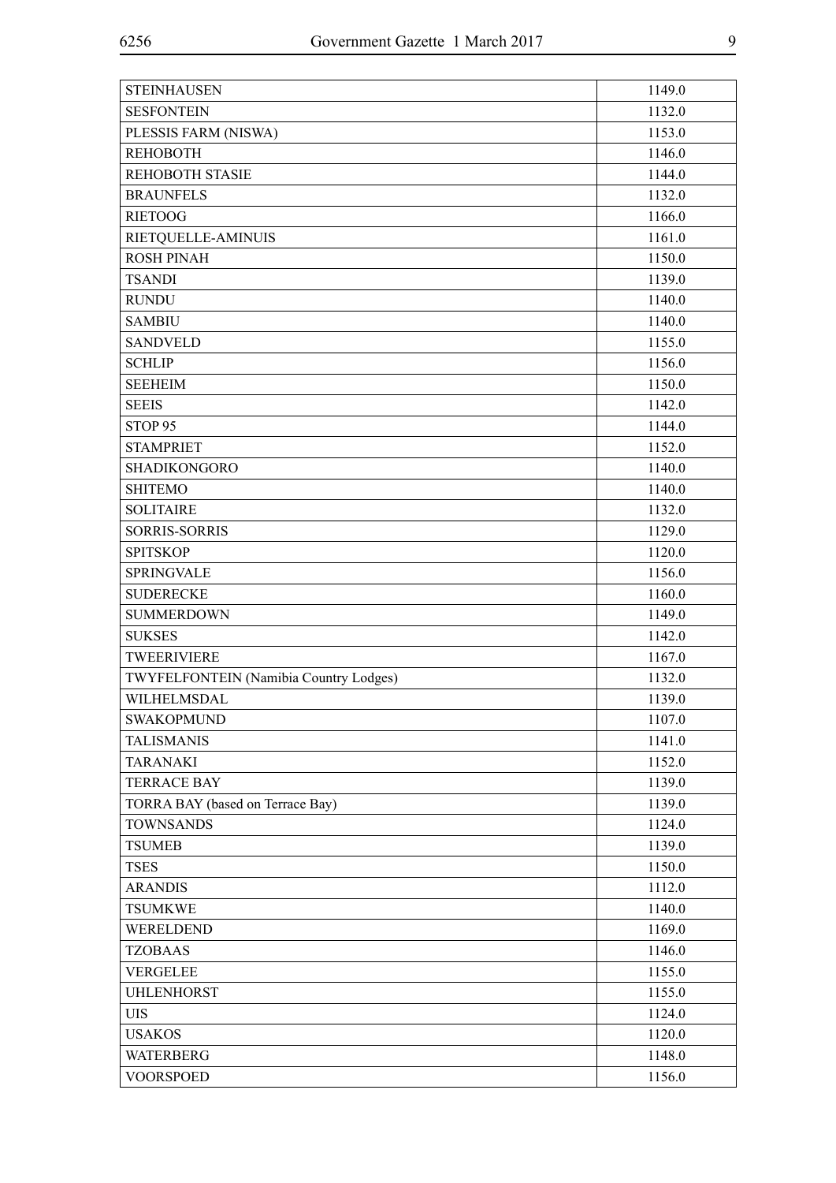| | |
|---|---|
| STEINHAUSEN | 1149.0 |
| SESFONTEIN | 1132.0 |
| PLESSIS FARM (NISWA) | 1153.0 |
| REHOBOTH | 1146.0 |
| REHOBOTH STASIE | 1144.0 |
| BRAUNFELS | 1132.0 |
| RIETOOG | 1166.0 |
| RIETQUELLE-AMINUIS | 1161.0 |
| ROSH PINAH | 1150.0 |
| TSANDI | 1139.0 |
| RUNDU | 1140.0 |
| SAMBIU | 1140.0 |
| SANDVELD | 1155.0 |
| SCHLIP | 1156.0 |
| SEEHEIM | 1150.0 |
| SEEIS | 1142.0 |
| STOP 95 | 1144.0 |
| STAMPRIET | 1152.0 |
| SHADIKONGORO | 1140.0 |
| SHITEMO | 1140.0 |
| SOLITAIRE | 1132.0 |
| SORRIS-SORRIS | 1129.0 |
| SPITSKOP | 1120.0 |
| SPRINGVALE | 1156.0 |
| SUDERECKE | 1160.0 |
| SUMMERDOWN | 1149.0 |
| SUKSES | 1142.0 |
| TWEERIVIERE | 1167.0 |
| TWYFELFONTEIN (Namibia Country Lodges) | 1132.0 |
| WILHELMSDAL | 1139.0 |
| SWAKOPMUND | 1107.0 |
| TALISMANIS | 1141.0 |
| TARANAKI | 1152.0 |
| TERRACE BAY | 1139.0 |
| TORRA BAY (based on Terrace Bay) | 1139.0 |
| TOWNSANDS | 1124.0 |
| TSUMEB | 1139.0 |
| TSES | 1150.0 |
| ARANDIS | 1112.0 |
| TSUMKWE | 1140.0 |
| WERELDEND | 1169.0 |
| TZOBAAS | 1146.0 |
| VERGELEE | 1155.0 |
| UHLENHORST | 1155.0 |
| UIS | 1124.0 |
| USAKOS | 1120.0 |
| WATERBERG | 1148.0 |
| VOORSPOED | 1156.0 |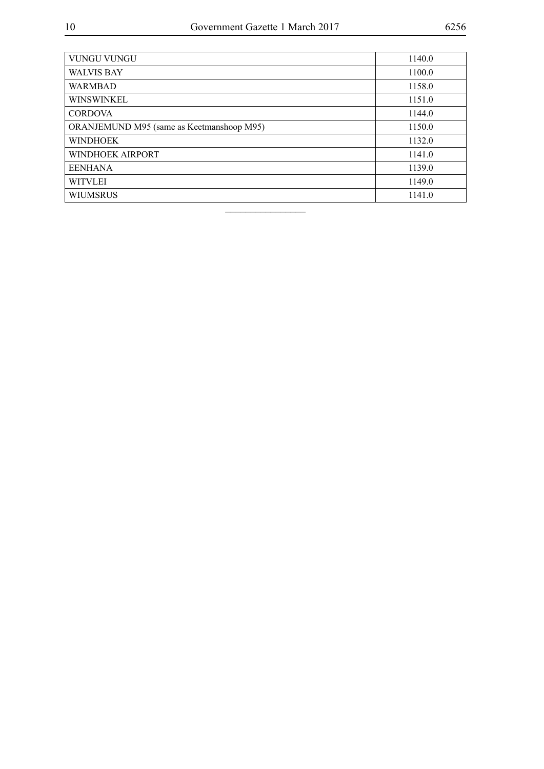| | |
|---|---|
| VUNGU VUNGU | 1140.0 |
| WALVIS BAY | 1100.0 |
| WARMBAD | 1158.0 |
| WINSWINKEL | 1151.0 |
| CORDOVA | 1144.0 |
| ORANJEMUND M95 (same as Keetmanshoop M95) | 1150.0 |
| WINDHOEK | 1132.0 |
| WINDHOEK AIRPORT | 1141.0 |
| EENHANA | 1139.0 |
| WITVLEI | 1149.0 |
| WIUMSRUS | 1141.0 |